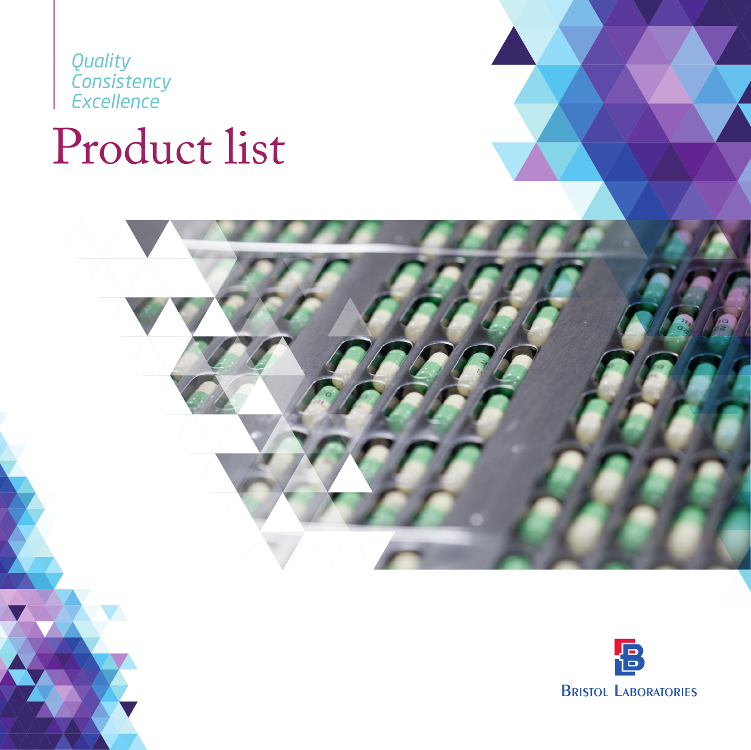*Quality*
*Consistency*
*Excellence*

# Product list

Bristol Laboratories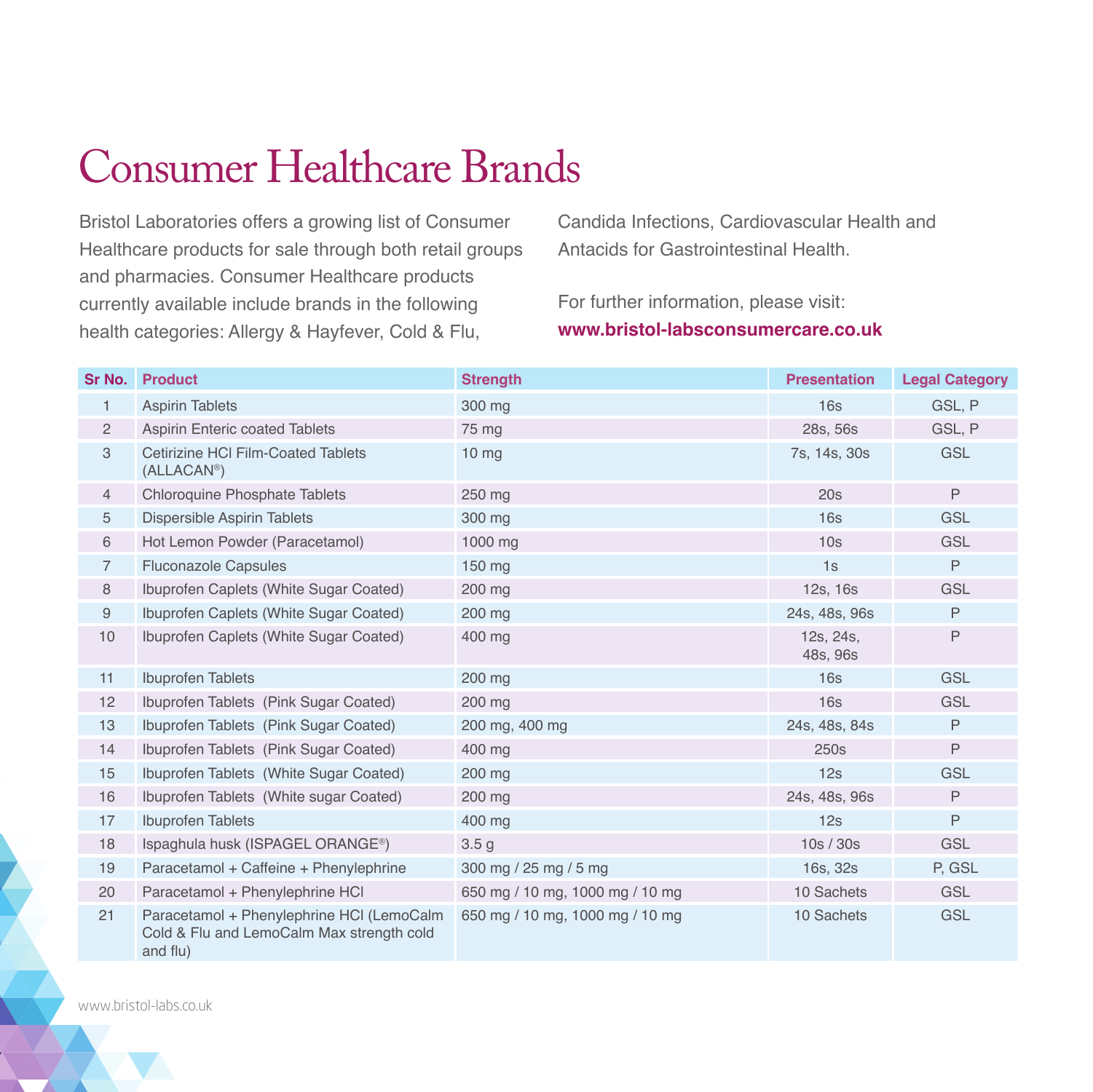# Consumer Healthcare Brands

Bristol Laboratories offers a growing list of Consumer Healthcare products for sale through both retail groups and pharmacies. Consumer Healthcare products currently available include brands in the following health categories: Allergy & Hayfever, Cold & Flu, Candida Infections, Cardiovascular Health and Antacids for Gastrointestinal Health.

For further information, please visit:
**www.bristol-labsconsumercare.co.uk**

| Sr No. | Product | Strength | Presentation | Legal Category |
|---|---|---|---|---|
| 1 | Aspirin Tablets | 300 mg | 16s | GSL, P |
| 2 | Aspirin Enteric coated Tablets | 75 mg | 28s, 56s | GSL, P |
| 3 | Cetirizine HCl Film-Coated Tablets (ALLACAN®) | 10 mg | 7s, 14s, 30s | GSL |
| 4 | Chloroquine Phosphate Tablets | 250 mg | 20s | P |
| 5 | Dispersible Aspirin Tablets | 300 mg | 16s | GSL |
| 6 | Hot Lemon Powder (Paracetamol) | 1000 mg | 10s | GSL |
| 7 | Fluconazole Capsules | 150 mg | 1s | P |
| 8 | Ibuprofen Caplets (White Sugar Coated) | 200 mg | 12s, 16s | GSL |
| 9 | Ibuprofen Caplets (White Sugar Coated) | 200 mg | 24s, 48s, 96s | P |
| 10 | Ibuprofen Caplets (White Sugar Coated) | 400 mg | 12s, 24s, 48s, 96s | P |
| 11 | Ibuprofen Tablets | 200 mg | 16s | GSL |
| 12 | Ibuprofen Tablets (Pink Sugar Coated) | 200 mg | 16s | GSL |
| 13 | Ibuprofen Tablets (Pink Sugar Coated) | 200 mg, 400 mg | 24s, 48s, 84s | P |
| 14 | Ibuprofen Tablets (Pink Sugar Coated) | 400 mg | 250s | P |
| 15 | Ibuprofen Tablets (White Sugar Coated) | 200 mg | 12s | GSL |
| 16 | Ibuprofen Tablets (White sugar Coated) | 200 mg | 24s, 48s, 96s | P |
| 17 | Ibuprofen Tablets | 400 mg | 12s | P |
| 18 | Ispaghula husk (ISPAGEL ORANGE®) | 3.5 g | 10s / 30s | GSL |
| 19 | Paracetamol + Caffeine + Phenylephrine | 300 mg / 25 mg / 5 mg | 16s, 32s | P, GSL |
| 20 | Paracetamol + Phenylephrine HCl | 650 mg / 10 mg, 1000 mg / 10 mg | 10 Sachets | GSL |
| 21 | Paracetamol + Phenylephrine HCl (LemoCalm Cold & Flu and LemoCalm Max strength cold and flu) | 650 mg / 10 mg, 1000 mg / 10 mg | 10 Sachets | GSL |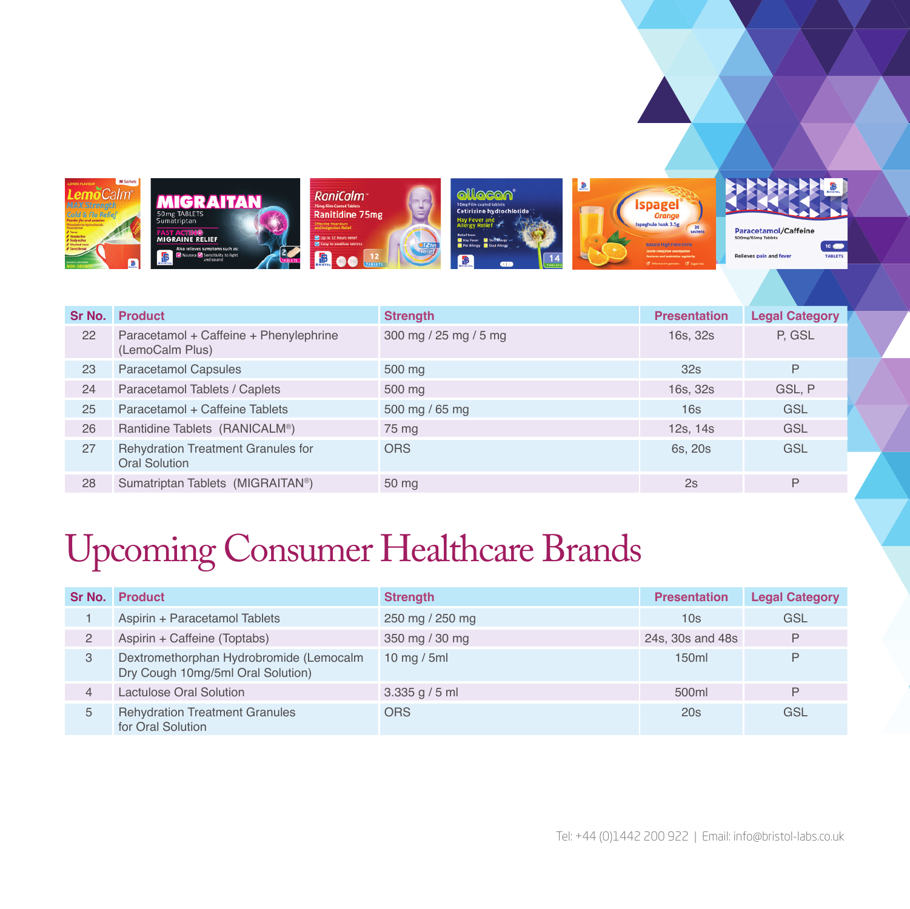| Sr No. | Product | Strength | Presentation | Legal Category |
|---|---|---|---|---|
| 22 | Paracetamol + Caffeine + Phenylephrine (LemoCalm Plus) | 300 mg / 25 mg / 5 mg | 16s, 32s | P, GSL |
| 23 | Paracetamol Capsules | 500 mg | 32s | P |
| 24 | Paracetamol Tablets / Caplets | 500 mg | 16s, 32s | GSL, P |
| 25 | Paracetamol + Caffeine Tablets | 500 mg / 65 mg | 16s | GSL |
| 26 | Rantidine Tablets (RANICALM®) | 75 mg | 12s, 14s | GSL |
| 27 | Rehydration Treatment Granules for Oral Solution | ORS | 6s, 20s | GSL |
| 28 | Sumatriptan Tablets (MIGRAITAN®) | 50 mg | 2s | P |

# Upcoming Consumer Healthcare Brands

| Sr No. | Product | Strength | Presentation | Legal Category |
|---|---|---|---|---|
| 1 | Aspirin + Paracetamol Tablets | 250 mg / 250 mg | 10s | GSL |
| 2 | Aspirin + Caffeine (Toptabs) | 350 mg / 30 mg | 24s, 30s and 48s | P |
| 3 | Dextromethorphan Hydrobromide (Lemocalm Dry Cough 10mg/5ml Oral Solution) | 10 mg / 5ml | 150ml | P |
| 4 | Lactulose Oral Solution | 3.335 g / 5 ml | 500ml | P |
| 5 | Rehydration Treatment Granules for Oral Solution | ORS | 20s | GSL |

Tel: +44 (0)1442 200 922 | Email: info@bristol-labs.co.uk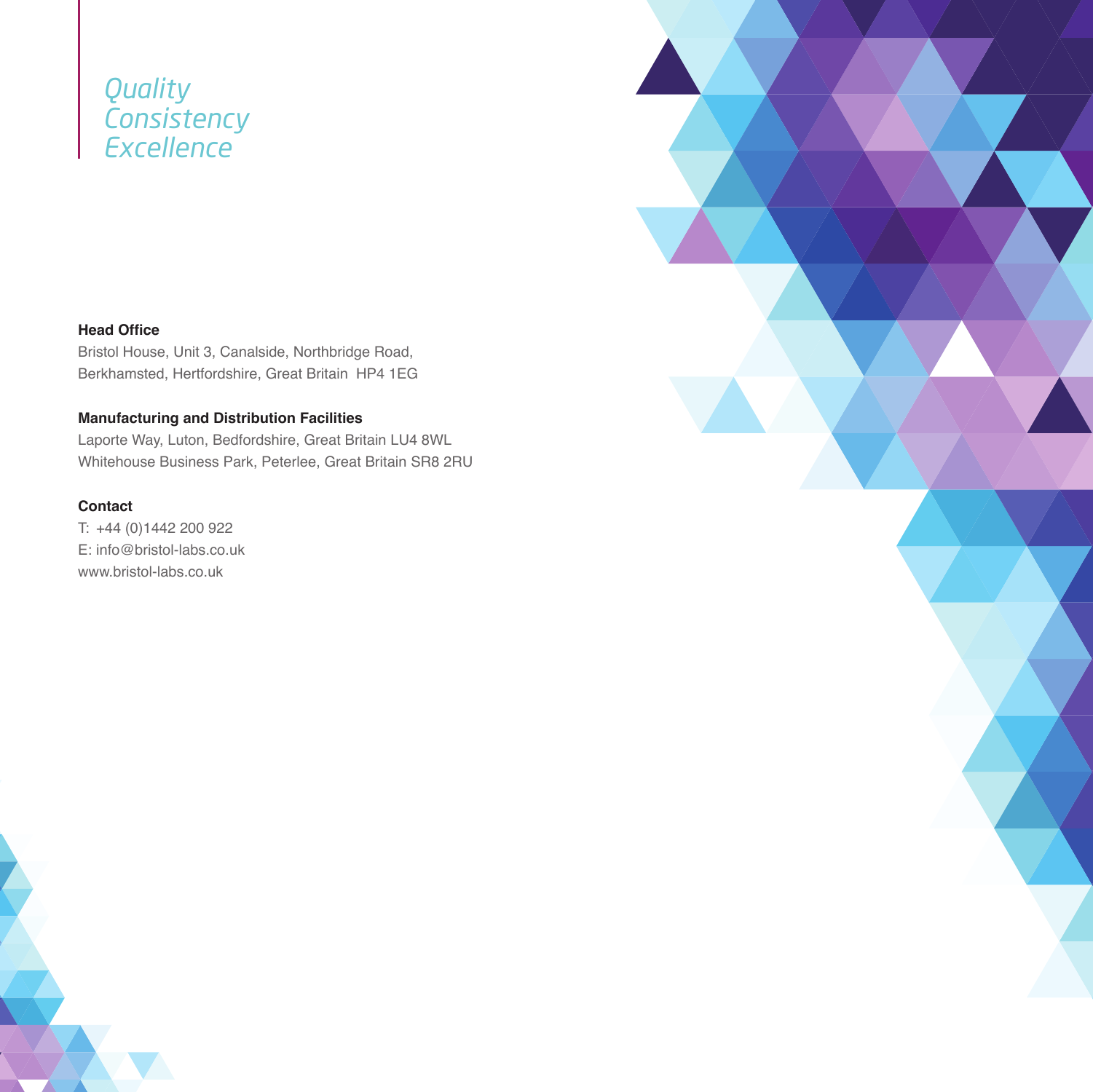*Quality*
*Consistency*
*Excellence*

**Head Office**

Bristol House, Unit 3, Canalside, Northbridge Road,
Berkhamsted, Hertfordshire, Great Britain HP4 1EG

**Manufacturing and Distribution Facilities**

Laporte Way, Luton, Bedfordshire, Great Britain LU4 8WL
Whitehouse Business Park, Peterlee, Great Britain SR8 2RU

**Contact**

T: +44 (0)1442 200 922
E: info@bristol-labs.co.uk
www.bristol-labs.co.uk